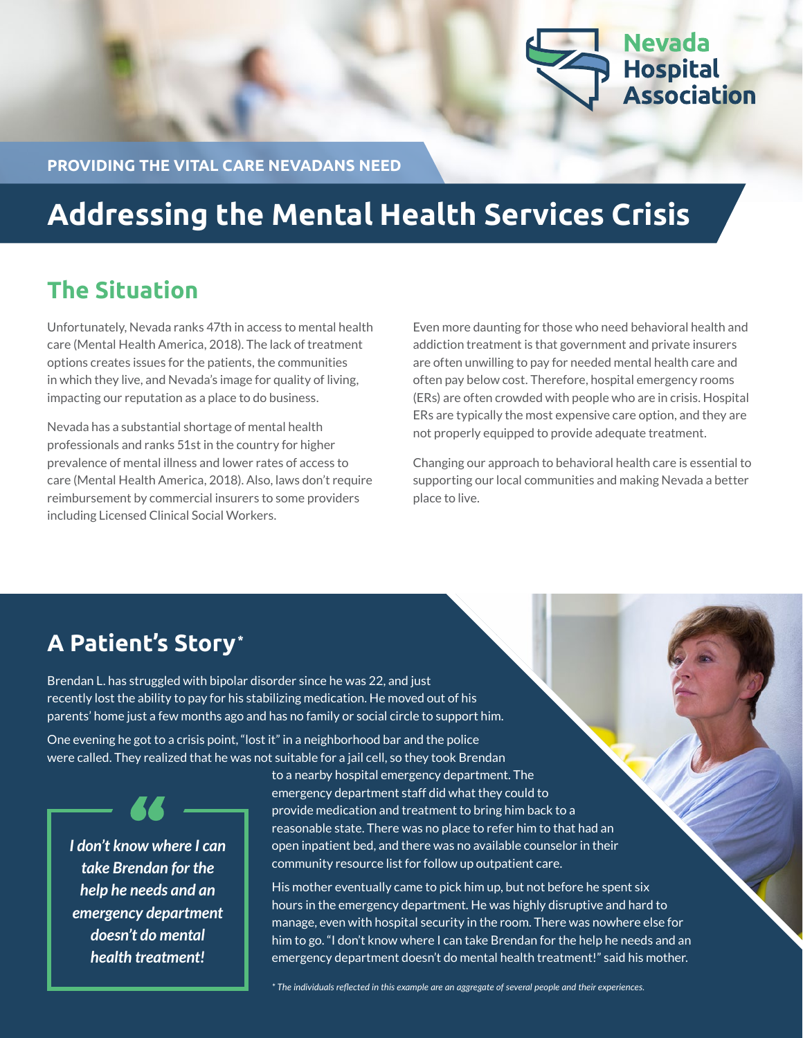Nevada Hospital Association

PROVIDING THE VITAL CARE NEVADANS NEED

# Addressing the Mental Health Services Crisis

## The Situation

Unfortunately, Nevada ranks 47th in access to mental health care (Mental Health America, 2018). The lack of treatment options creates issues for the patients, the communities in which they live, and Nevada's image for quality of living, impacting our reputation as a place to do business.

Nevada has a substantial shortage of mental health professionals and ranks 51st in the country for higher prevalence of mental illness and lower rates of access to care (Mental Health America, 2018). Also, laws don't require reimbursement by commercial insurers to some providers including Licensed Clinical Social Workers.

Even more daunting for those who need behavioral health and addiction treatment is that government and private insurers are often unwilling to pay for needed mental health care and often pay below cost. Therefore, hospital emergency rooms (ERs) are often crowded with people who are in crisis. Hospital ERs are typically the most expensive care option, and they are not properly equipped to provide adequate treatment.

Changing our approach to behavioral health care is essential to supporting our local communities and making Nevada a better place to live.

## A Patient's Story*

Brendan L. has struggled with bipolar disorder since he was 22, and just recently lost the ability to pay for his stabilizing medication. He moved out of his parents' home just a few months ago and has no family or social circle to support him.

One evening he got to a crisis point, "lost it" in a neighborhood bar and the police were called. They realized that he was not suitable for a jail cell, so they took Brendan to a nearby hospital emergency department. The emergency department staff did what they could to provide medication and treatment to bring him back to a reasonable state. There was no place to refer him to that had an open inpatient bed, and there was no available counselor in their community resource list for follow up outpatient care.

> *I don't know where I can take Brendan for the help he needs and an emergency department doesn't do mental health treatment!*

His mother eventually came to pick him up, but not before he spent six hours in the emergency department. He was highly disruptive and hard to manage, even with hospital security in the room. There was nowhere else for him to go. "I don't know where I can take Brendan for the help he needs and an emergency department doesn't do mental health treatment!" said his mother.

*\* The individuals reflected in this example are an aggregate of several people and their experiences.*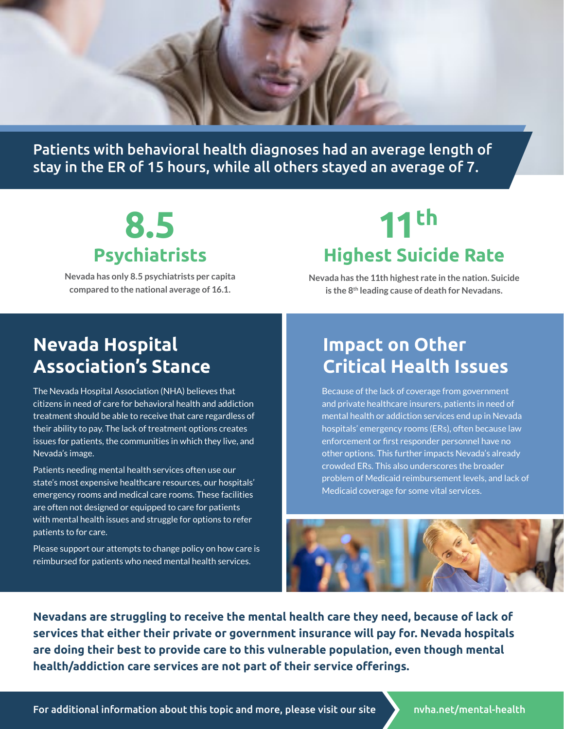**Patients with behavioral health diagnoses had an average length of stay in the ER of 15 hours, while all others stayed an average of 7.**

## 8.5 Psychiatrists

**Nevada has only 8.5 psychiatrists per capita compared to the national average of 16.1.**

## 11th Highest Suicide Rate

**Nevada has the 11th highest rate in the nation. Suicide is the 8th leading cause of death for Nevadans.**

## Nevada Hospital Association's Stance

The Nevada Hospital Association (NHA) believes that citizens in need of care for behavioral health and addiction treatment should be able to receive that care regardless of their ability to pay. The lack of treatment options creates issues for patients, the communities in which they live, and Nevada's image.

Patients needing mental health services often use our state's most expensive healthcare resources, our hospitals' emergency rooms and medical care rooms. These facilities are often not designed or equipped to care for patients with mental health issues and struggle for options to refer patients to for care.

Please support our attempts to change policy on how care is reimbursed for patients who need mental health services.

## Impact on Other Critical Health Issues

Because of the lack of coverage from government and private healthcare insurers, patients in need of mental health or addiction services end up in Nevada hospitals' emergency rooms (ERs), often because law enforcement or first responder personnel have no other options. This further impacts Nevada's already crowded ERs. This also underscores the broader problem of Medicaid reimbursement levels, and lack of Medicaid coverage for some vital services.

**Nevadans are struggling to receive the mental health care they need, because of lack of services that either their private or government insurance will pay for. Nevada hospitals are doing their best to provide care to this vulnerable population, even though mental health/addiction care services are not part of their service offerings.**

For additional information about this topic and more, please visit our site nvha.net/mental-health